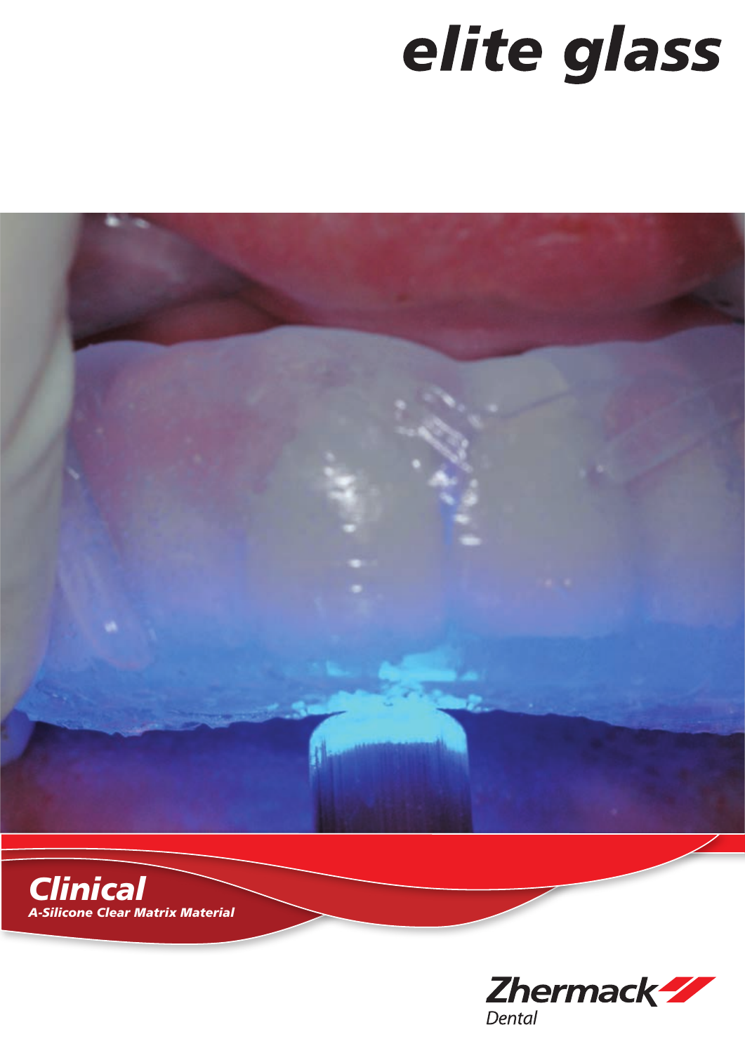# elite glass

## Clinical

*A-Silicone Clear Matrix Material*

Zhermack

Dental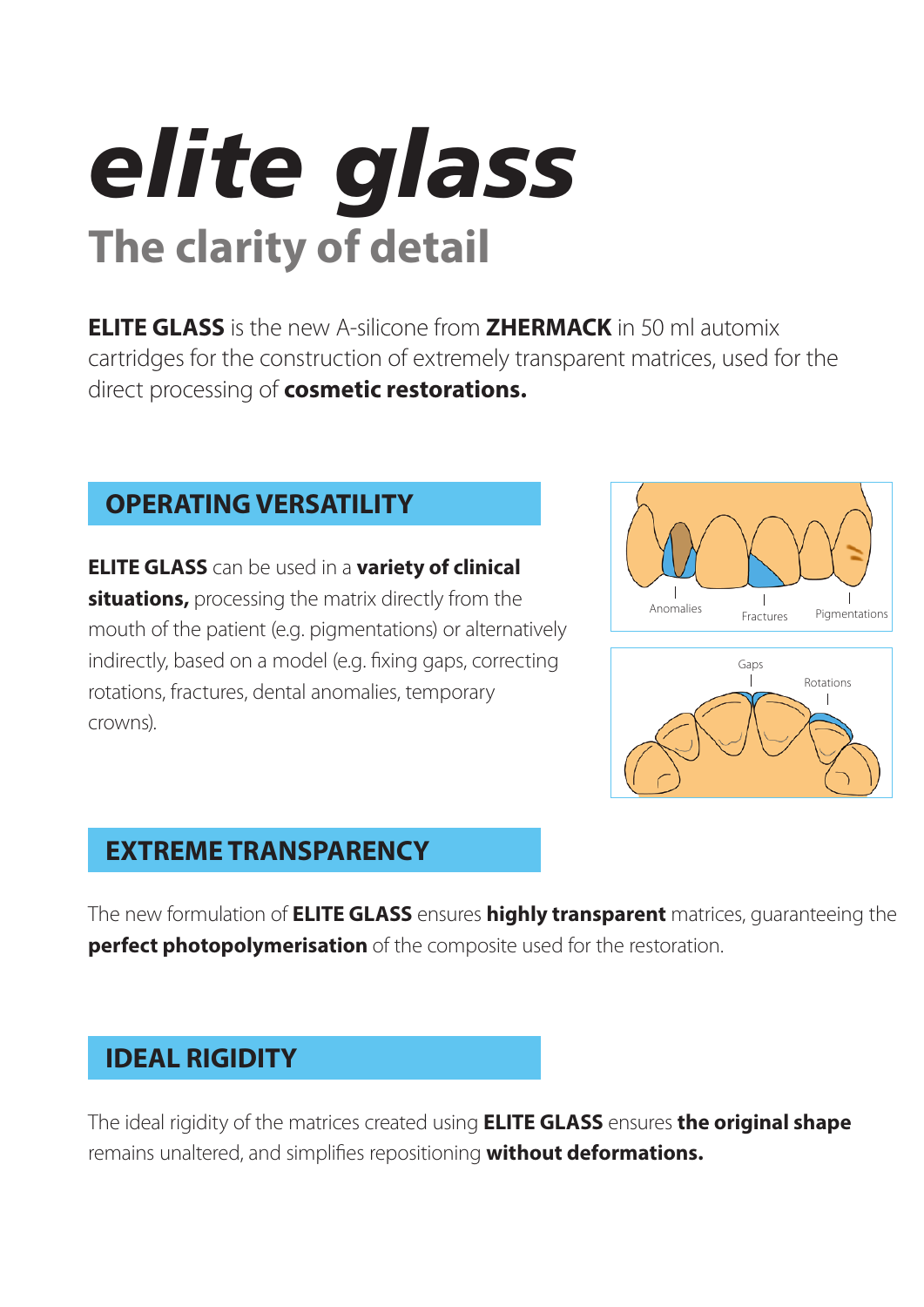# *elite glass*

## The clarity of detail

**ELITE GLASS** is the new A-silicone from **ZHERMACK** in 50 ml automix cartridges for the construction of extremely transparent matrices, used for the direct processing of **cosmetic restorations.**

## OPERATING VERSATILITY

**ELITE GLASS** can be used in a **variety of clinical situations,** processing the matrix directly from the mouth of the patient (e.g. pigmentations) or alternatively indirectly, based on a model (e.g. fixing gaps, correcting rotations, fractures, dental anomalies, temporary crowns).

Anomalies | Fractures | Pigmentations

Gaps | Rotations

## EXTREME TRANSPARENCY

The new formulation of **ELITE GLASS** ensures **highly transparent** matrices, guaranteeing the **perfect photopolymerisation** of the composite used for the restoration.

## IDEAL RIGIDITY

The ideal rigidity of the matrices created using **ELITE GLASS** ensures **the original shape** remains unaltered, and simplifies repositioning **without deformations.**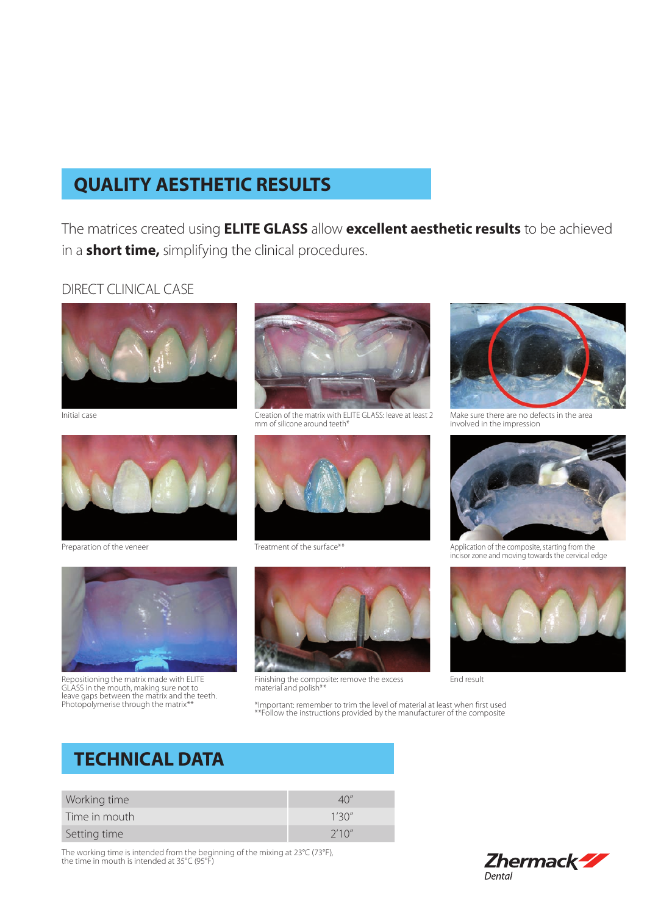## QUALITY AESTHETIC RESULTS

The matrices created using **ELITE GLASS** allow **excellent aesthetic results** to be achieved in a **short time,** simplifying the clinical procedures.

### DIRECT CLINICAL CASE

Initial case

Creation of the matrix with ELITE GLASS: leave at least 2 mm of silicone around teeth*

Make sure there are no defects in the area involved in the impression

Preparation of the veneer

Treatment of the surface**

Application of the composite, starting from the incisor zone and moving towards the cervical edge

Repositioning the matrix made with ELITE GLASS in the mouth, making sure not to leave gaps between the matrix and the teeth. Photopolymerise through the matrix**

Finishing the composite: remove the excess material and polish**

End result

*Important: remember to trim the level of material at least when first used
**Follow the instructions provided by the manufacturer of the composite

## TECHNICAL DATA

| | |
|---|---|
| Working time | 40" |
| Time in mouth | 1'30" |
| Setting time | 2'10" |

The working time is intended from the beginning of the mixing at 23°C (73°F), the time in mouth is intended at 35°C (95°F)

Zhermack Dental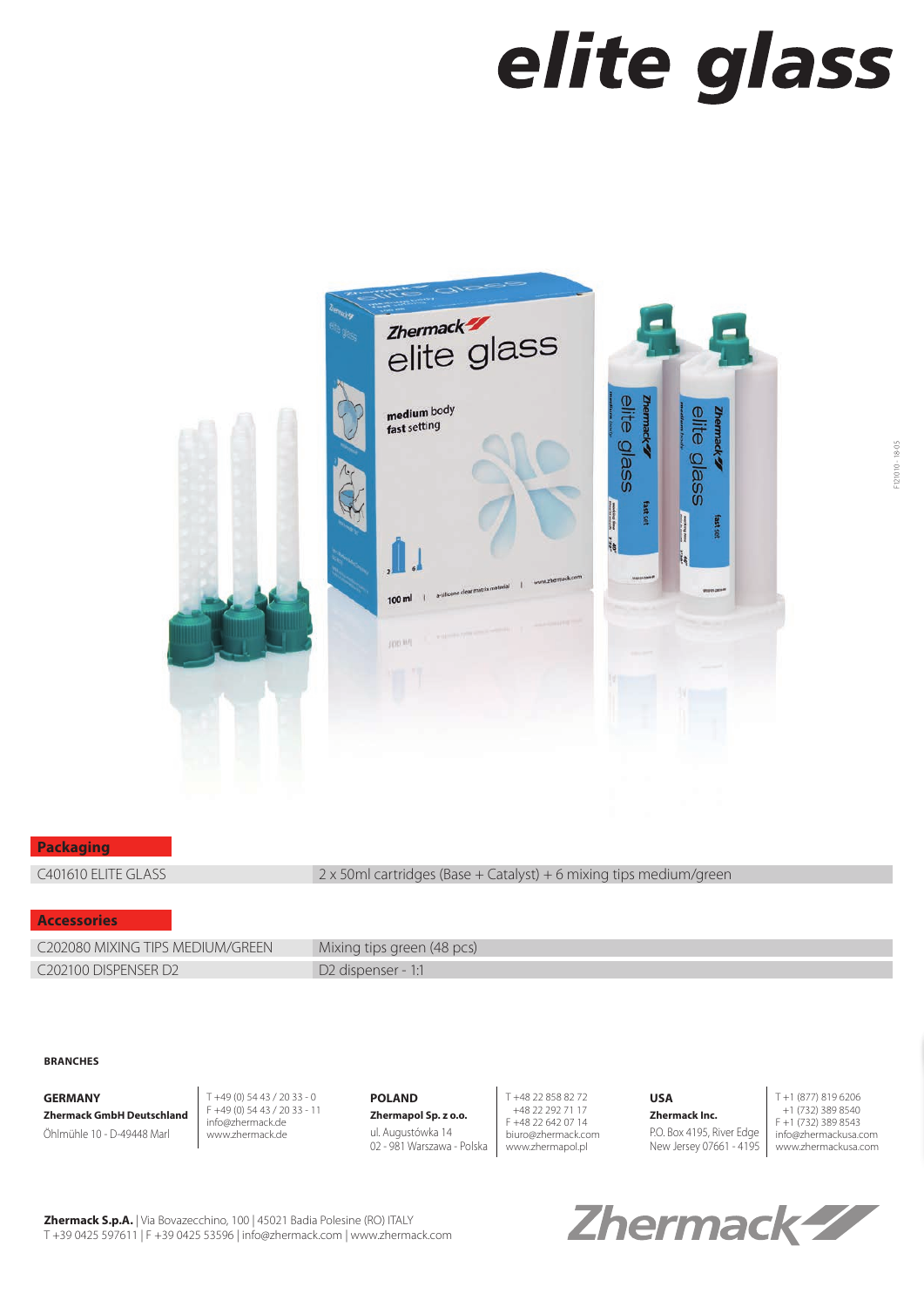# elite glass

## Packaging

| | |
|---|---|
| C401610 ELITE GLASS | 2 x 50ml cartridges (Base + Catalyst) + 6 mixing tips medium/green |

## Accessories

| | |
|---|---|
| C202080 MIXING TIPS MEDIUM/GREEN | Mixing tips green (48 pcs) |
| C202100 DISPENSER D2 | D2 dispenser - 1:1 |

**BRANCHES**

**GERMANY**
**Zhermack GmbH Deutschland**
Öhlmühle 10 - D-49448 Marl
T +49 (0) 54 43 / 20 33 - 0
F +49 (0) 54 43 / 20 33 - 11
info@zhermack.de
www.zhermack.de

**POLAND**
**Zhermapol Sp. z o.o.**
ul. Augustówka 14
02 - 981 Warszawa - Polska
T +48 22 858 82 72
+48 22 292 71 17
F +48 22 642 07 14
biuro@zhermack.com
www.zhermapol.pl

**USA**
**Zhermack Inc.**
P.O. Box 4195, River Edge
New Jersey 07661 - 4195
T +1 (877) 819 6206
+1 (732) 389 8540
F +1 (732) 389 8543
info@zhermackusa.com
www.zhermackusa.com

**Zhermack S.p.A.** | Via Bovazecchino, 100 | 45021 Badia Polesine (RO) ITALY
T +39 0425 597611 | F +39 0425 53596 | info@zhermack.com | www.zhermack.com

F121010 - 18-05